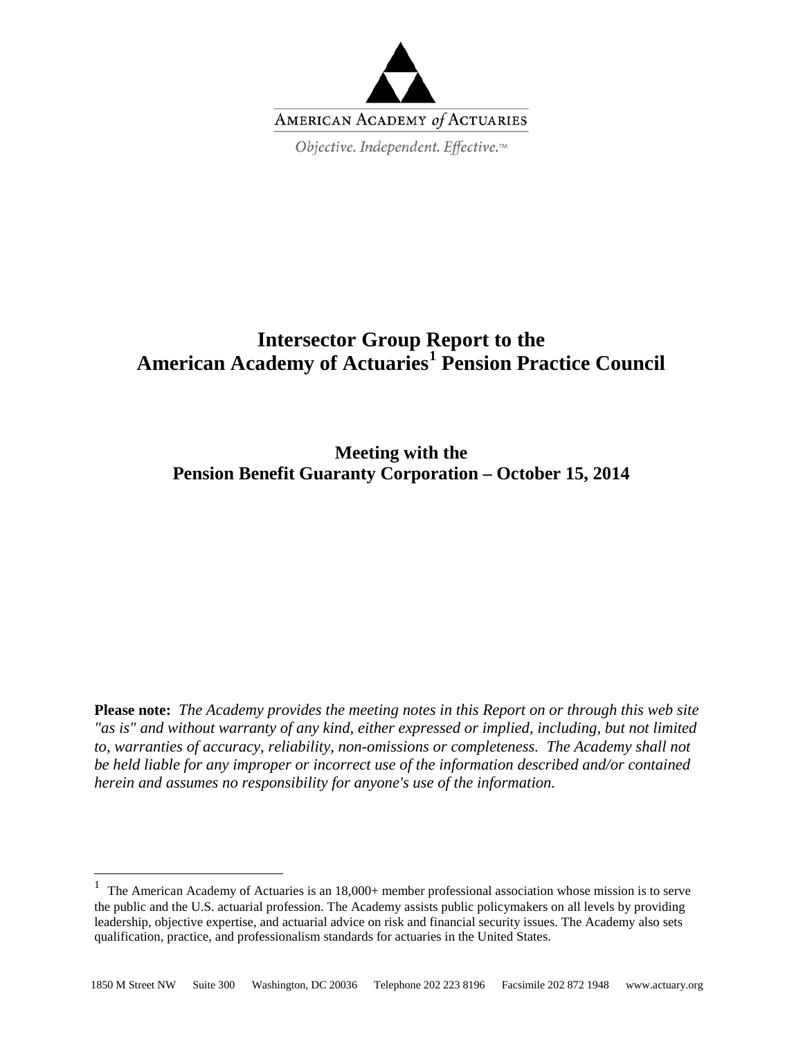AMERICAN ACADEMY *of* ACTUARIES

*Objective. Independent. Effective.™*

# Intersector Group Report to the American Academy of Actuaries[1] Pension Practice Council

## Meeting with the Pension Benefit Guaranty Corporation – October 15, 2014

**Please note:** *The Academy provides the meeting notes in this Report on or through this web site "as is" and without warranty of any kind, either expressed or implied, including, but not limited to, warranties of accuracy, reliability, non-omissions or completeness. The Academy shall not be held liable for any improper or incorrect use of the information described and/or contained herein and assumes no responsibility for anyone's use of the information.*

---

[1] The American Academy of Actuaries is an 18,000+ member professional association whose mission is to serve the public and the U.S. actuarial profession. The Academy assists public policymakers on all levels by providing leadership, objective expertise, and actuarial advice on risk and financial security issues. The Academy also sets qualification, practice, and professionalism standards for actuaries in the United States.

1850 M Street NW Suite 300 Washington, DC 20036 Telephone 202 223 8196 Facsimile 202 872 1948 www.actuary.org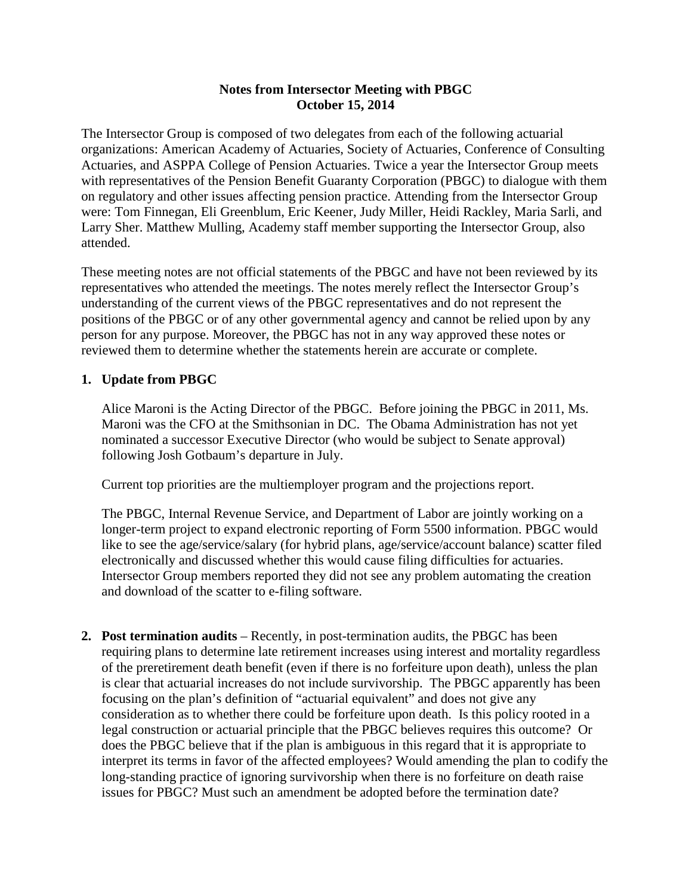**Notes from Intersector Meeting with PBGC**
**October 15, 2014**

The Intersector Group is composed of two delegates from each of the following actuarial organizations: American Academy of Actuaries, Society of Actuaries, Conference of Consulting Actuaries, and ASPPA College of Pension Actuaries. Twice a year the Intersector Group meets with representatives of the Pension Benefit Guaranty Corporation (PBGC) to dialogue with them on regulatory and other issues affecting pension practice. Attending from the Intersector Group were: Tom Finnegan, Eli Greenblum, Eric Keener, Judy Miller, Heidi Rackley, Maria Sarli, and Larry Sher. Matthew Mulling, Academy staff member supporting the Intersector Group, also attended.

These meeting notes are not official statements of the PBGC and have not been reviewed by its representatives who attended the meetings. The notes merely reflect the Intersector Group's understanding of the current views of the PBGC representatives and do not represent the positions of the PBGC or of any other governmental agency and cannot be relied upon by any person for any purpose. Moreover, the PBGC has not in any way approved these notes or reviewed them to determine whether the statements herein are accurate or complete.

1. **Update from PBGC**

   Alice Maroni is the Acting Director of the PBGC. Before joining the PBGC in 2011, Ms. Maroni was the CFO at the Smithsonian in DC. The Obama Administration has not yet nominated a successor Executive Director (who would be subject to Senate approval) following Josh Gotbaum's departure in July.

   Current top priorities are the multiemployer program and the projections report.

   The PBGC, Internal Revenue Service, and Department of Labor are jointly working on a longer-term project to expand electronic reporting of Form 5500 information. PBGC would like to see the age/service/salary (for hybrid plans, age/service/account balance) scatter filed electronically and discussed whether this would cause filing difficulties for actuaries. Intersector Group members reported they did not see any problem automating the creation and download of the scatter to e-filing software.

2. **Post termination audits** – Recently, in post-termination audits, the PBGC has been requiring plans to determine late retirement increases using interest and mortality regardless of the preretirement death benefit (even if there is no forfeiture upon death), unless the plan is clear that actuarial increases do not include survivorship. The PBGC apparently has been focusing on the plan's definition of "actuarial equivalent" and does not give any consideration as to whether there could be forfeiture upon death. Is this policy rooted in a legal construction or actuarial principle that the PBGC believes requires this outcome? Or does the PBGC believe that if the plan is ambiguous in this regard that it is appropriate to interpret its terms in favor of the affected employees? Would amending the plan to codify the long-standing practice of ignoring survivorship when there is no forfeiture on death raise issues for PBGC? Must such an amendment be adopted before the termination date?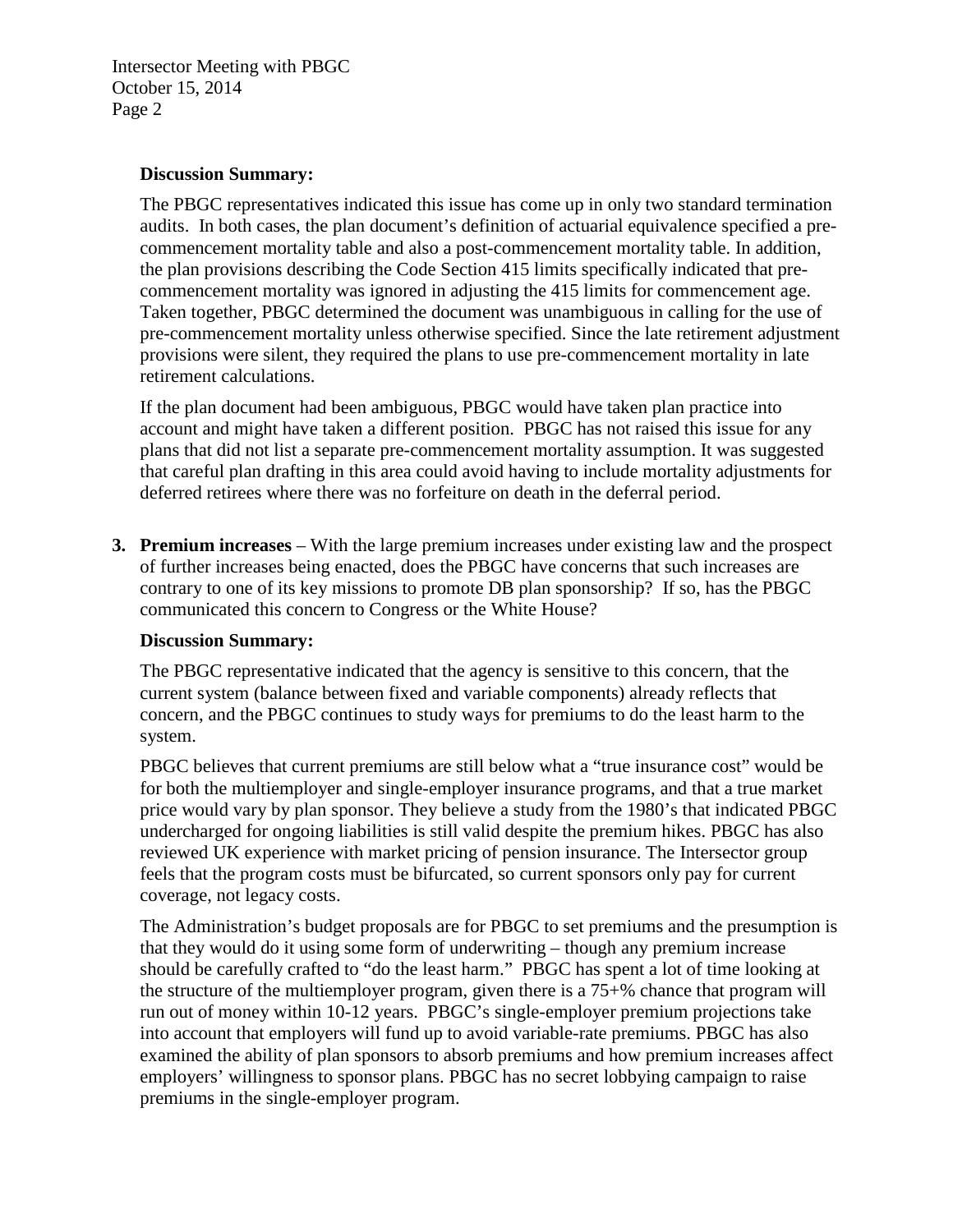**Discussion Summary:**

The PBGC representatives indicated this issue has come up in only two standard termination audits. In both cases, the plan document's definition of actuarial equivalence specified a pre-commencement mortality table and also a post-commencement mortality table. In addition, the plan provisions describing the Code Section 415 limits specifically indicated that pre-commencement mortality was ignored in adjusting the 415 limits for commencement age. Taken together, PBGC determined the document was unambiguous in calling for the use of pre-commencement mortality unless otherwise specified. Since the late retirement adjustment provisions were silent, they required the plans to use pre-commencement mortality in late retirement calculations.

If the plan document had been ambiguous, PBGC would have taken plan practice into account and might have taken a different position. PBGC has not raised this issue for any plans that did not list a separate pre-commencement mortality assumption. It was suggested that careful plan drafting in this area could avoid having to include mortality adjustments for deferred retirees where there was no forfeiture on death in the deferral period.

3. **Premium increases** – With the large premium increases under existing law and the prospect of further increases being enacted, does the PBGC have concerns that such increases are contrary to one of its key missions to promote DB plan sponsorship? If so, has the PBGC communicated this concern to Congress or the White House?

**Discussion Summary:**

The PBGC representative indicated that the agency is sensitive to this concern, that the current system (balance between fixed and variable components) already reflects that concern, and the PBGC continues to study ways for premiums to do the least harm to the system.

PBGC believes that current premiums are still below what a "true insurance cost" would be for both the multiemployer and single-employer insurance programs, and that a true market price would vary by plan sponsor. They believe a study from the 1980's that indicated PBGC undercharged for ongoing liabilities is still valid despite the premium hikes. PBGC has also reviewed UK experience with market pricing of pension insurance. The Intersector group feels that the program costs must be bifurcated, so current sponsors only pay for current coverage, not legacy costs.

The Administration's budget proposals are for PBGC to set premiums and the presumption is that they would do it using some form of underwriting – though any premium increase should be carefully crafted to "do the least harm." PBGC has spent a lot of time looking at the structure of the multiemployer program, given there is a 75+% chance that program will run out of money within 10-12 years. PBGC's single-employer premium projections take into account that employers will fund up to avoid variable-rate premiums. PBGC has also examined the ability of plan sponsors to absorb premiums and how premium increases affect employers' willingness to sponsor plans. PBGC has no secret lobbying campaign to raise premiums in the single-employer program.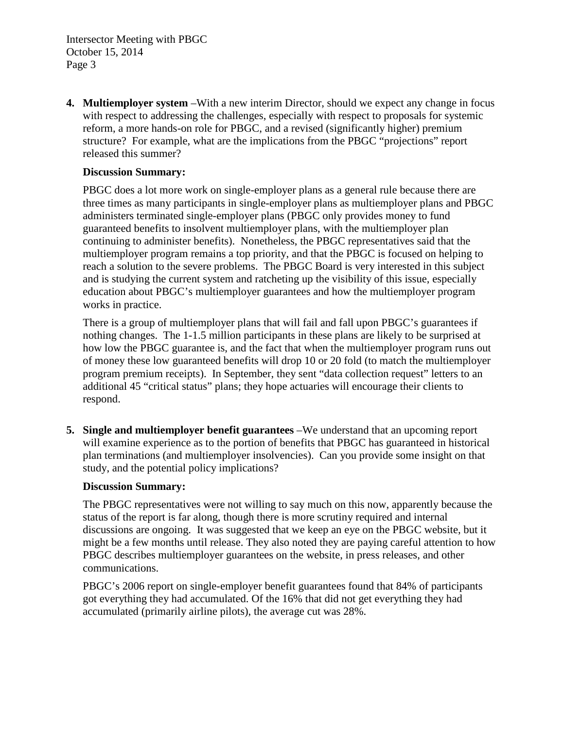4. **Multiemployer system** –With a new interim Director, should we expect any change in focus with respect to addressing the challenges, especially with respect to proposals for systemic reform, a more hands-on role for PBGC, and a revised (significantly higher) premium structure? For example, what are the implications from the PBGC "projections" report released this summer?

   **Discussion Summary:**

   PBGC does a lot more work on single-employer plans as a general rule because there are three times as many participants in single-employer plans as multiemployer plans and PBGC administers terminated single-employer plans (PBGC only provides money to fund guaranteed benefits to insolvent multiemployer plans, with the multiemployer plan continuing to administer benefits). Nonetheless, the PBGC representatives said that the multiemployer program remains a top priority, and that the PBGC is focused on helping to reach a solution to the severe problems. The PBGC Board is very interested in this subject and is studying the current system and ratcheting up the visibility of this issue, especially education about PBGC's multiemployer guarantees and how the multiemployer program works in practice.

   There is a group of multiemployer plans that will fail and fall upon PBGC's guarantees if nothing changes. The 1-1.5 million participants in these plans are likely to be surprised at how low the PBGC guarantee is, and the fact that when the multiemployer program runs out of money these low guaranteed benefits will drop 10 or 20 fold (to match the multiemployer program premium receipts). In September, they sent "data collection request" letters to an additional 45 "critical status" plans; they hope actuaries will encourage their clients to respond.

5. **Single and multiemployer benefit guarantees** –We understand that an upcoming report will examine experience as to the portion of benefits that PBGC has guaranteed in historical plan terminations (and multiemployer insolvencies). Can you provide some insight on that study, and the potential policy implications?

   **Discussion Summary:**

   The PBGC representatives were not willing to say much on this now, apparently because the status of the report is far along, though there is more scrutiny required and internal discussions are ongoing. It was suggested that we keep an eye on the PBGC website, but it might be a few months until release. They also noted they are paying careful attention to how PBGC describes multiemployer guarantees on the website, in press releases, and other communications.

   PBGC's 2006 report on single-employer benefit guarantees found that 84% of participants got everything they had accumulated. Of the 16% that did not get everything they had accumulated (primarily airline pilots), the average cut was 28%.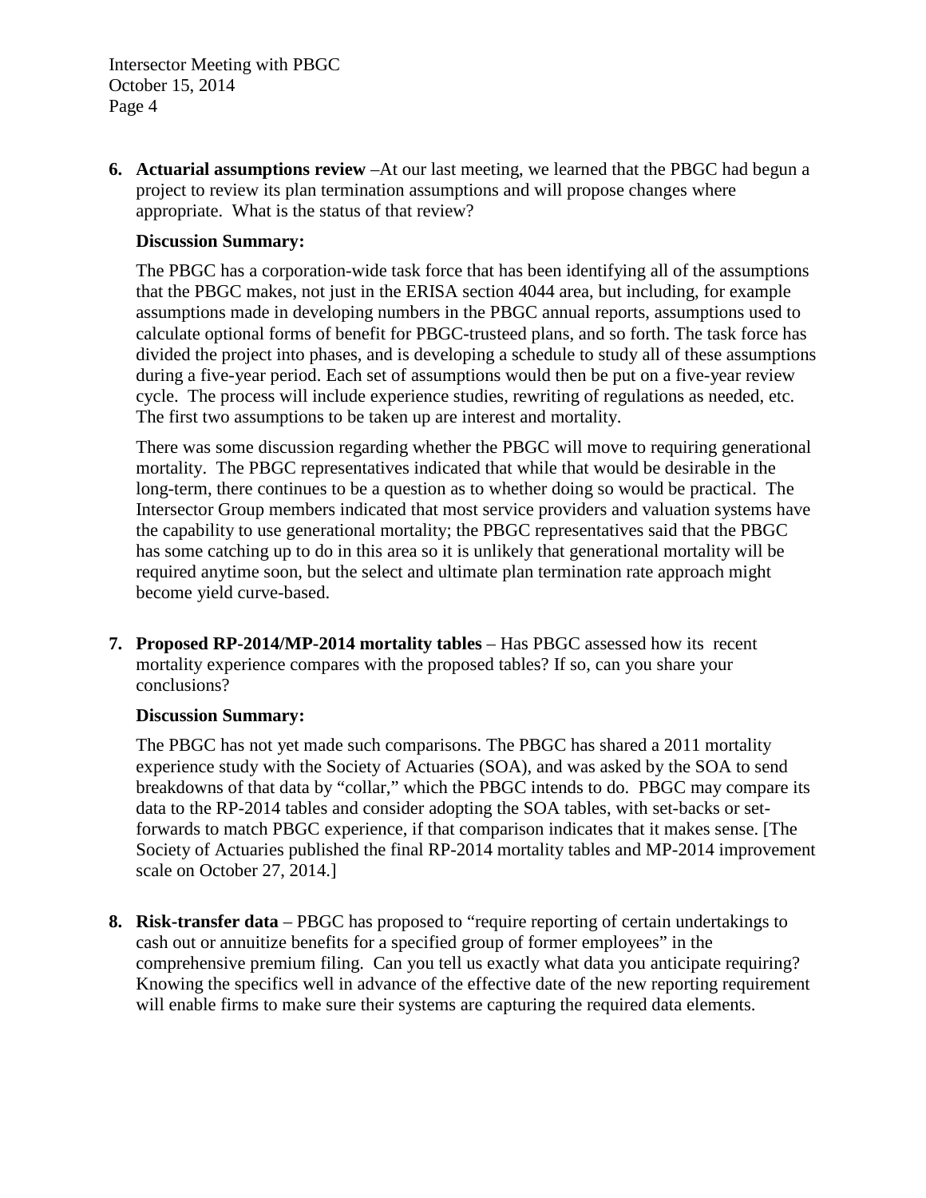6. **Actuarial assumptions review** –At our last meeting, we learned that the PBGC had begun a project to review its plan termination assumptions and will propose changes where appropriate. What is the status of that review?

   **Discussion Summary:**

   The PBGC has a corporation-wide task force that has been identifying all of the assumptions that the PBGC makes, not just in the ERISA section 4044 area, but including, for example assumptions made in developing numbers in the PBGC annual reports, assumptions used to calculate optional forms of benefit for PBGC-trusteed plans, and so forth. The task force has divided the project into phases, and is developing a schedule to study all of these assumptions during a five-year period. Each set of assumptions would then be put on a five-year review cycle. The process will include experience studies, rewriting of regulations as needed, etc. The first two assumptions to be taken up are interest and mortality.

   There was some discussion regarding whether the PBGC will move to requiring generational mortality. The PBGC representatives indicated that while that would be desirable in the long-term, there continues to be a question as to whether doing so would be practical. The Intersector Group members indicated that most service providers and valuation systems have the capability to use generational mortality; the PBGC representatives said that the PBGC has some catching up to do in this area so it is unlikely that generational mortality will be required anytime soon, but the select and ultimate plan termination rate approach might become yield curve-based.

7. **Proposed RP-2014/MP-2014 mortality tables** – Has PBGC assessed how its recent mortality experience compares with the proposed tables? If so, can you share your conclusions?

   **Discussion Summary:**

   The PBGC has not yet made such comparisons. The PBGC has shared a 2011 mortality experience study with the Society of Actuaries (SOA), and was asked by the SOA to send breakdowns of that data by "collar," which the PBGC intends to do. PBGC may compare its data to the RP-2014 tables and consider adopting the SOA tables, with set-backs or set-forwards to match PBGC experience, if that comparison indicates that it makes sense. [The Society of Actuaries published the final RP-2014 mortality tables and MP-2014 improvement scale on October 27, 2014.]

8. **Risk-transfer data** – PBGC has proposed to "require reporting of certain undertakings to cash out or annuitize benefits for a specified group of former employees" in the comprehensive premium filing. Can you tell us exactly what data you anticipate requiring? Knowing the specifics well in advance of the effective date of the new reporting requirement will enable firms to make sure their systems are capturing the required data elements.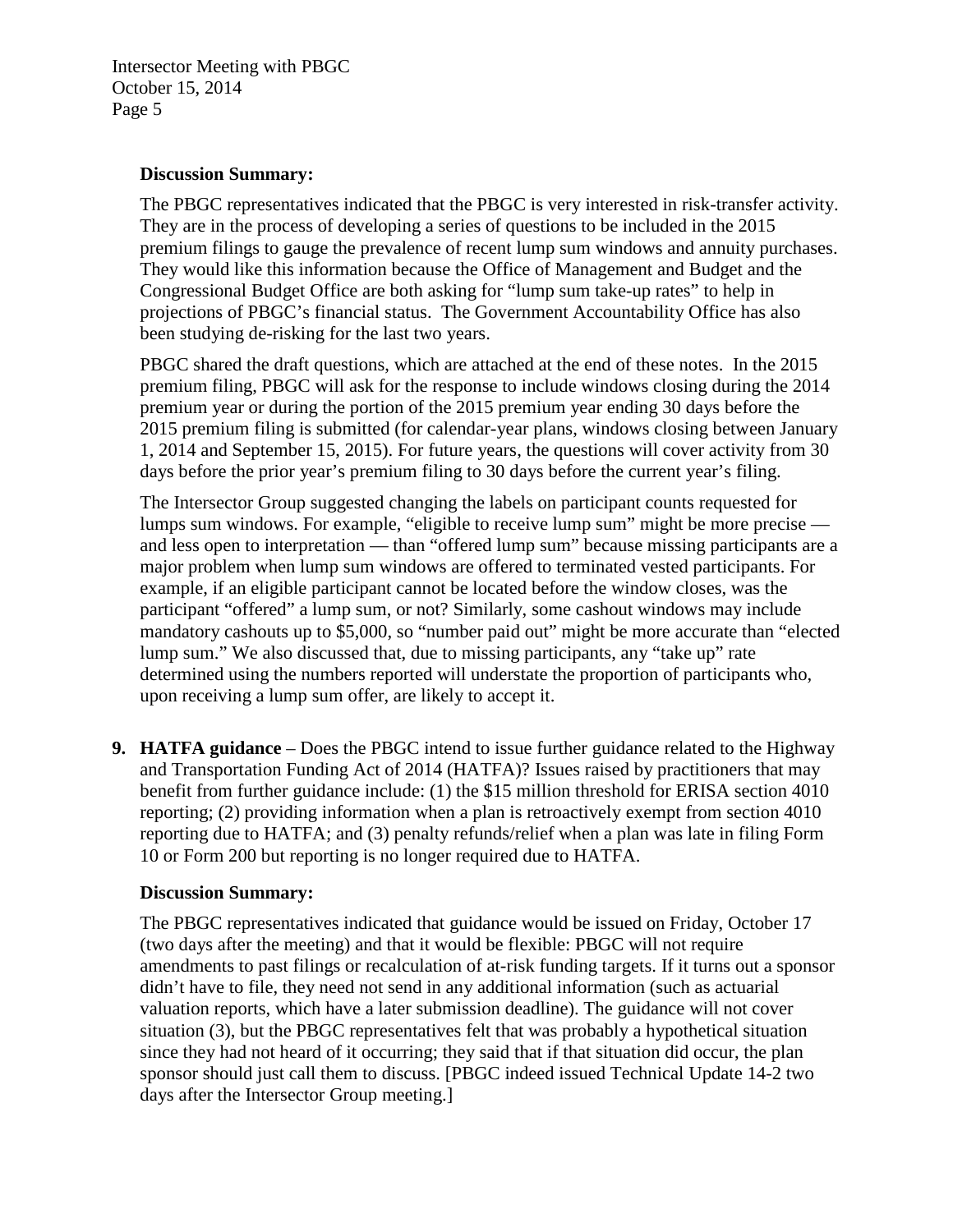**Discussion Summary:**

The PBGC representatives indicated that the PBGC is very interested in risk-transfer activity. They are in the process of developing a series of questions to be included in the 2015 premium filings to gauge the prevalence of recent lump sum windows and annuity purchases. They would like this information because the Office of Management and Budget and the Congressional Budget Office are both asking for "lump sum take-up rates" to help in projections of PBGC's financial status. The Government Accountability Office has also been studying de-risking for the last two years.

PBGC shared the draft questions, which are attached at the end of these notes. In the 2015 premium filing, PBGC will ask for the response to include windows closing during the 2014 premium year or during the portion of the 2015 premium year ending 30 days before the 2015 premium filing is submitted (for calendar-year plans, windows closing between January 1, 2014 and September 15, 2015). For future years, the questions will cover activity from 30 days before the prior year's premium filing to 30 days before the current year's filing.

The Intersector Group suggested changing the labels on participant counts requested for lumps sum windows. For example, "eligible to receive lump sum" might be more precise — and less open to interpretation — than "offered lump sum" because missing participants are a major problem when lump sum windows are offered to terminated vested participants. For example, if an eligible participant cannot be located before the window closes, was the participant "offered" a lump sum, or not? Similarly, some cashout windows may include mandatory cashouts up to $5,000, so "number paid out" might be more accurate than "elected lump sum." We also discussed that, due to missing participants, any "take up" rate determined using the numbers reported will understate the proportion of participants who, upon receiving a lump sum offer, are likely to accept it.

9. **HATFA guidance** – Does the PBGC intend to issue further guidance related to the Highway and Transportation Funding Act of 2014 (HATFA)? Issues raised by practitioners that may benefit from further guidance include: (1) the $15 million threshold for ERISA section 4010 reporting; (2) providing information when a plan is retroactively exempt from section 4010 reporting due to HATFA; and (3) penalty refunds/relief when a plan was late in filing Form 10 or Form 200 but reporting is no longer required due to HATFA.

**Discussion Summary:**

The PBGC representatives indicated that guidance would be issued on Friday, October 17 (two days after the meeting) and that it would be flexible: PBGC will not require amendments to past filings or recalculation of at-risk funding targets. If it turns out a sponsor didn't have to file, they need not send in any additional information (such as actuarial valuation reports, which have a later submission deadline). The guidance will not cover situation (3), but the PBGC representatives felt that was probably a hypothetical situation since they had not heard of it occurring; they said that if that situation did occur, the plan sponsor should just call them to discuss. [PBGC indeed issued Technical Update 14-2 two days after the Intersector Group meeting.]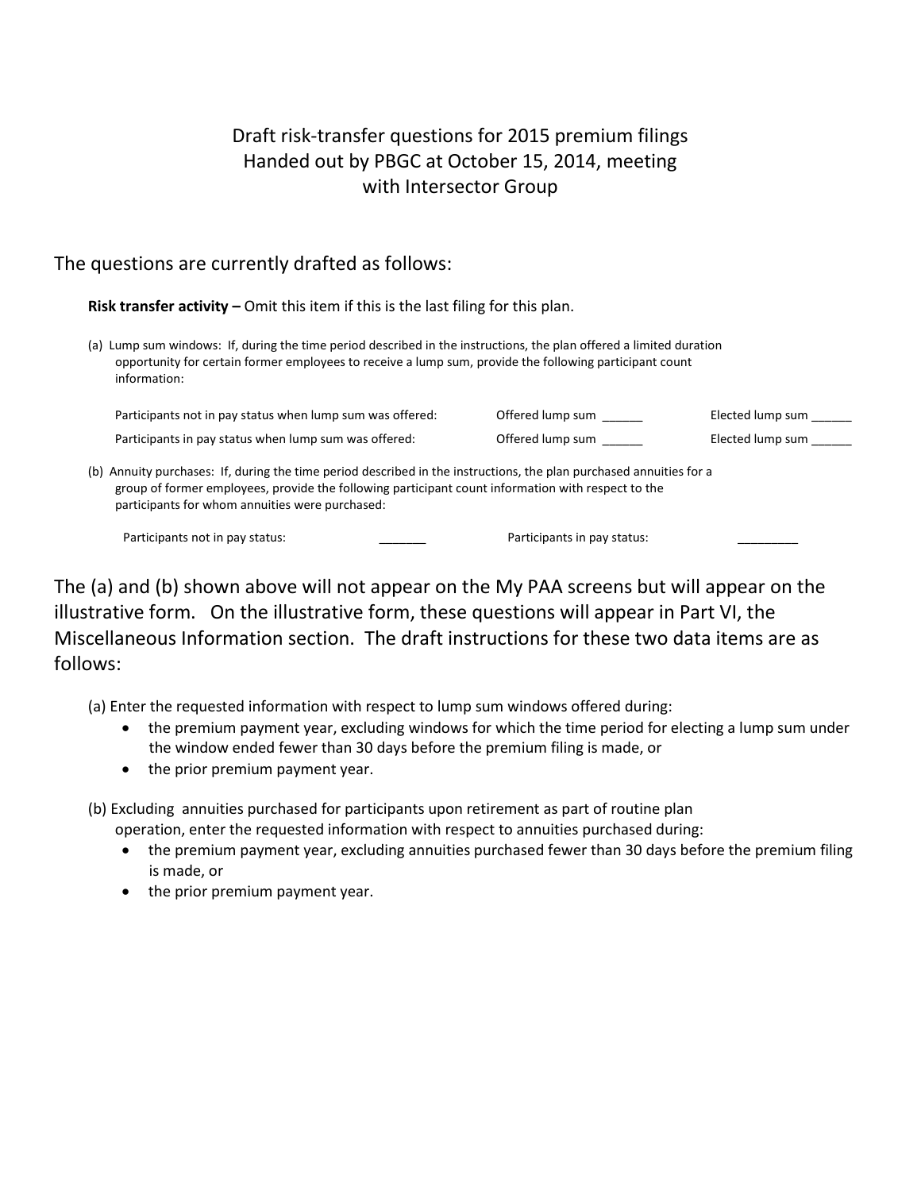# Draft risk-transfer questions for 2015 premium filings
# Handed out by PBGC at October 15, 2014, meeting with Intersector Group

The questions are currently drafted as follows:

**Risk transfer activity –** Omit this item if this is the last filing for this plan.

(a) Lump sum windows: If, during the time period described in the instructions, the plan offered a limited duration opportunity for certain former employees to receive a lump sum, provide the following participant count information:

| | | |
|---|---|---|
| Participants not in pay status when lump sum was offered: | Offered lump sum ______ | Elected lump sum ______ |
| Participants in pay status when lump sum was offered: | Offered lump sum ______ | Elected lump sum ______ |

(b) Annuity purchases: If, during the time period described in the instructions, the plan purchased annuities for a group of former employees, provide the following participant count information with respect to the participants for whom annuities were purchased:

Participants not in pay status: _______ Participants in pay status: _________

The (a) and (b) shown above will not appear on the My PAA screens but will appear on the illustrative form. On the illustrative form, these questions will appear in Part VI, the Miscellaneous Information section. The draft instructions for these two data items are as follows:

(a) Enter the requested information with respect to lump sum windows offered during:

- the premium payment year, excluding windows for which the time period for electing a lump sum under the window ended fewer than 30 days before the premium filing is made, or
- the prior premium payment year.

(b) Excluding annuities purchased for participants upon retirement as part of routine plan operation, enter the requested information with respect to annuities purchased during:

- the premium payment year, excluding annuities purchased fewer than 30 days before the premium filing is made, or
- the prior premium payment year.